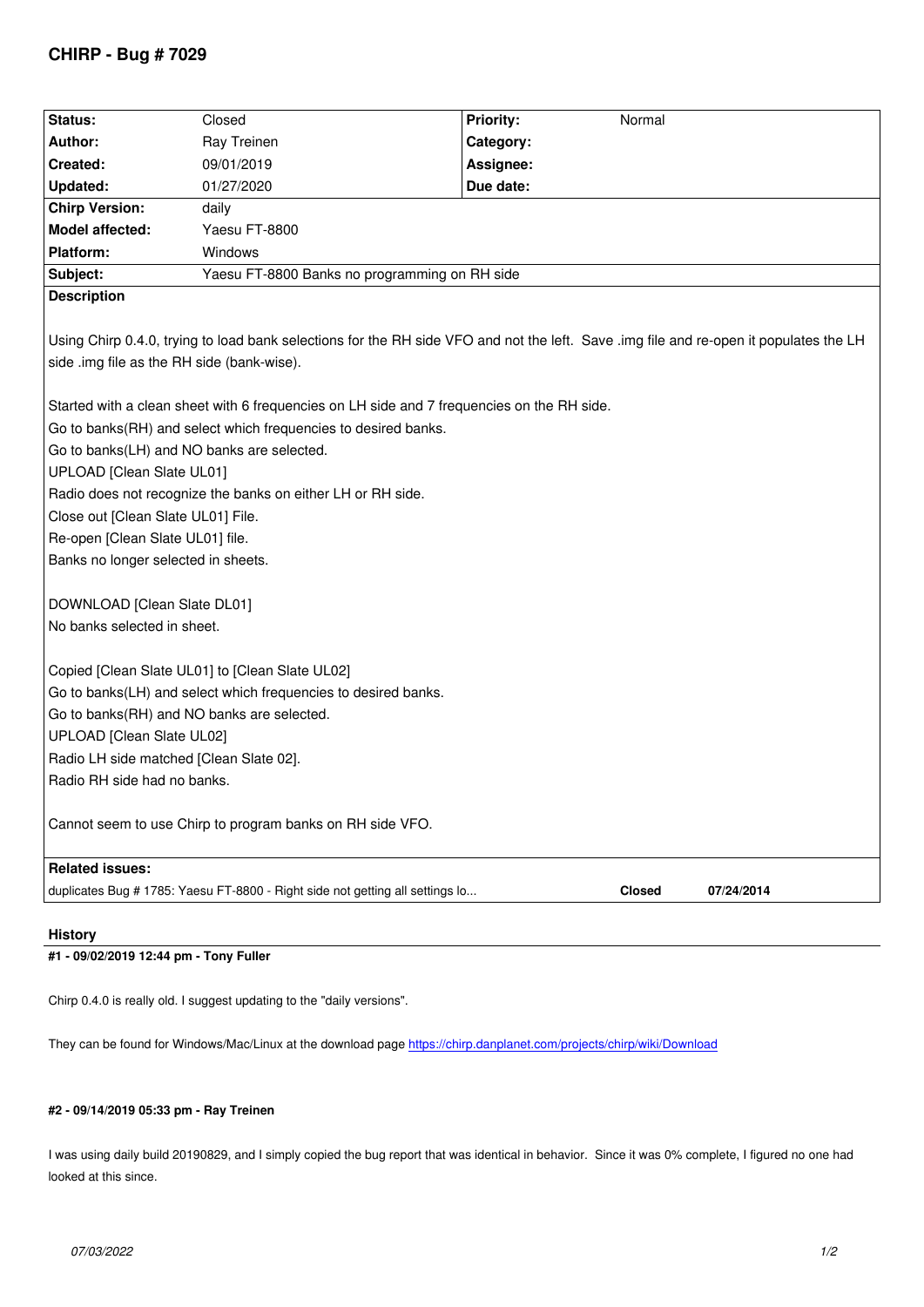# CHIRP - Bug # 7029

| Status: | Closed | Priority: | Normal |
|---|---|---|---|
| Author: | Ray Treinen | Category: | |
| Created: | 09/01/2019 | Assignee: | |
| Updated: | 01/27/2020 | Due date: | |
| Chirp Version: | daily | | |
| Model affected: | Yaesu FT-8800 | | |
| Platform: | Windows | | |
| Subject: | Yaesu FT-8800 Banks no programming on RH side | | |

**Description**

Using Chirp 0.4.0, trying to load bank selections for the RH side VFO and not the left. Save .img file and re-open it populates the LH side .img file as the RH side (bank-wise).

Started with a clean sheet with 6 frequencies on LH side and 7 frequencies on the RH side.
Go to banks(RH) and select which frequencies to desired banks.
Go to banks(LH) and NO banks are selected.
UPLOAD [Clean Slate UL01]
Radio does not recognize the banks on either LH or RH side.
Close out [Clean Slate UL01] File.
Re-open [Clean Slate UL01] file.
Banks no longer selected in sheets.

DOWNLOAD [Clean Slate DL01]
No banks selected in sheet.

Copied [Clean Slate UL01] to [Clean Slate UL02]
Go to banks(LH) and select which frequencies to desired banks.
Go to banks(RH) and NO banks are selected.
UPLOAD [Clean Slate UL02]
Radio LH side matched [Clean Slate 02].
Radio RH side had no banks.

Cannot seem to use Chirp to program banks on RH side VFO.

**Related issues:**

| | | |
|---|---|---|
| duplicates Bug # 1785: Yaesu FT-8800 - Right side not getting all settings lo... | Closed | 07/24/2014 |

## History

**#1 - 09/02/2019 12:44 pm - Tony Fuller**

Chirp 0.4.0 is really old. I suggest updating to the "daily versions".

They can be found for Windows/Mac/Linux at the download page https://chirp.danplanet.com/projects/chirp/wiki/Download

**#2 - 09/14/2019 05:33 pm - Ray Treinen**

I was using daily build 20190829, and I simply copied the bug report that was identical in behavior. Since it was 0% complete, I figured no one had looked at this since.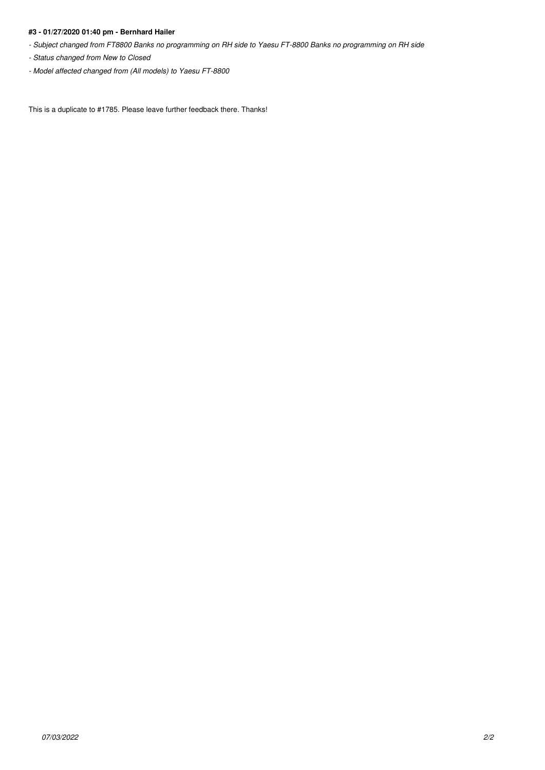**#3 - 01/27/2020 01:40 pm - Bernhard Hailer**

- *Subject changed from FT8800 Banks no programming on RH side to Yaesu FT-8800 Banks no programming on RH side*
- *Status changed from New to Closed*
- *Model affected changed from (All models) to Yaesu FT-8800*

This is a duplicate to #1785. Please leave further feedback there. Thanks!